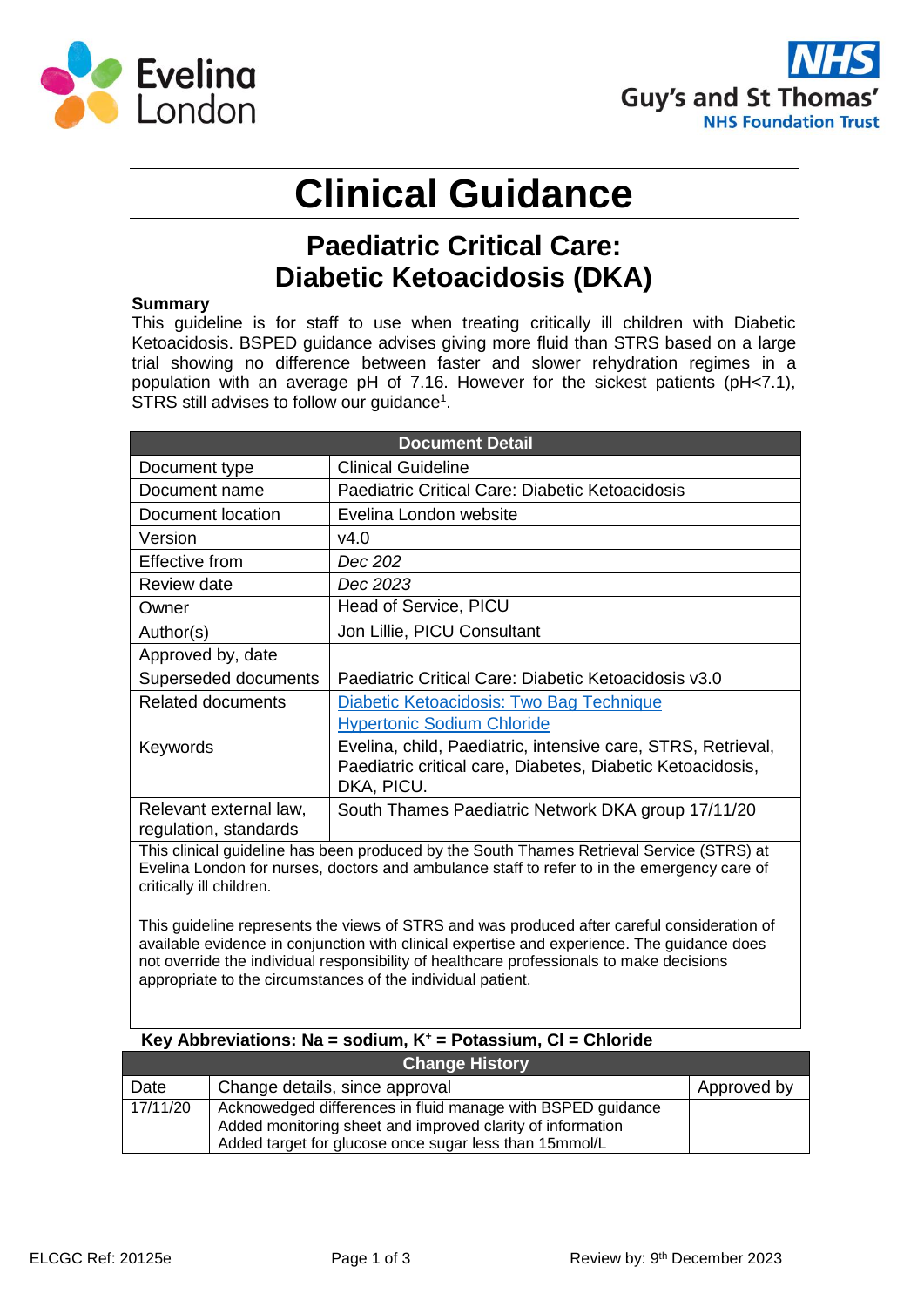# Clinical Guidance

## Paediatric Critical Care: Diabetic Ketoacidosis (DKA)

**Summary**

This guideline is for staff to use when treating critically ill children with Diabetic Ketoacidosis. BSPED guidance advises giving more fluid than STRS based on a large trial showing no difference between faster and slower rehydration regimes in a population with an average pH of 7.16. However for the sickest patients (pH<7.1), STRS still advises to follow our guidance[1].

| Document Detail | |
|---|---|
| Document type | Clinical Guideline |
| Document name | Paediatric Critical Care: Diabetic Ketoacidosis |
| Document location | Evelina London website |
| Version | v4.0 |
| Effective from | *Dec 202* |
| Review date | *Dec 2023* |
| Owner | Head of Service, PICU |
| Author(s) | Jon Lillie, PICU Consultant |
| Approved by, date | |
| Superseded documents | Paediatric Critical Care: Diabetic Ketoacidosis v3.0 |
| Related documents | Diabetic Ketoacidosis: Two Bag Technique<br>Hypertonic Sodium Chloride |
| Keywords | Evelina, child, Paediatric, intensive care, STRS, Retrieval, Paediatric critical care, Diabetes, Diabetic Ketoacidosis, DKA, PICU. |
| Relevant external law, regulation, standards | South Thames Paediatric Network DKA group 17/11/20 |

This clinical guideline has been produced by the South Thames Retrieval Service (STRS) at Evelina London for nurses, doctors and ambulance staff to refer to in the emergency care of critically ill children.

This guideline represents the views of STRS and was produced after careful consideration of available evidence in conjunction with clinical expertise and experience. The guidance does not override the individual responsibility of healthcare professionals to make decisions appropriate to the circumstances of the individual patient.

**Key Abbreviations: Na = sodium, $K^+$ = Potassium, Cl = Chloride**

| Change History | | |
|---|---|---|
| Date | Change details, since approval | Approved by |
| 17/11/20 | Acknowedged differences in fluid manage with BSPED guidance<br>Added monitoring sheet and improved clarity of information<br>Added target for glucose once sugar less than 15mmol/L | |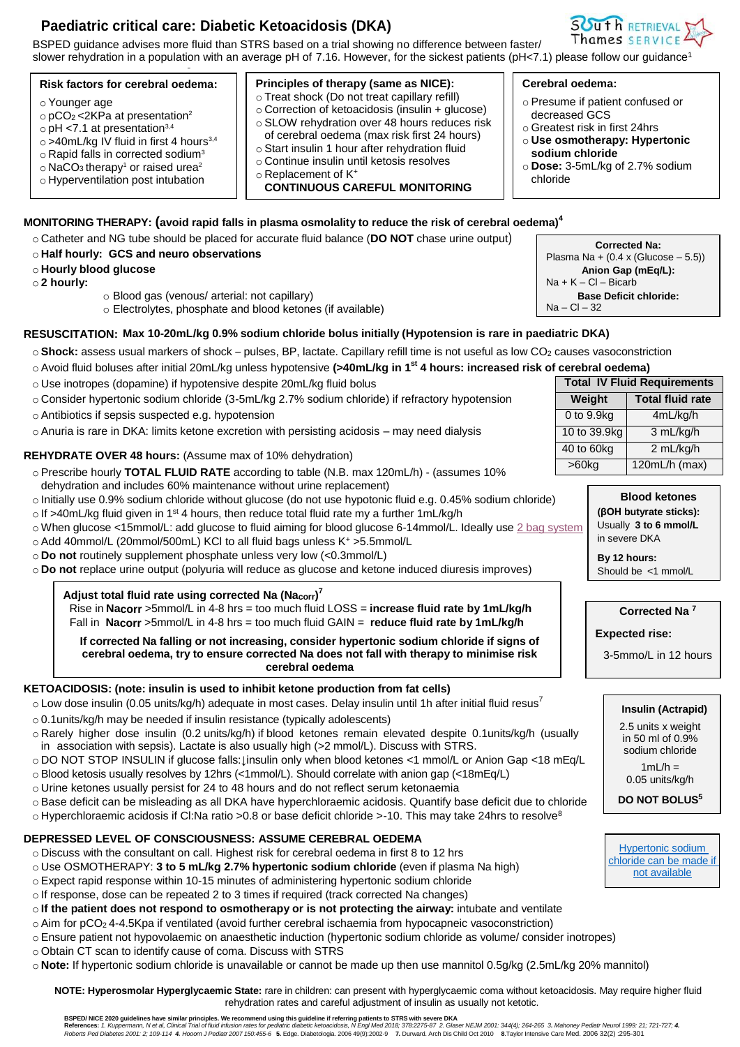# Paediatric critical care: Diabetic Ketoacidosis (DKA)

BSPED guidance advises more fluid than STRS based on a trial showing no difference between faster/ slower rehydration in a population with an average pH of 7.16. However, for the sickest patients (pH<7.1) please follow our guidance[1]

**Risk factors for cerebral oedema:**

- Younger age
- $pCO_2$ <2KPa at presentation[2]
- pH <7.1 at presentation[3,4]
- >40mL/kg IV fluid in first 4 hours[3,4]
- Rapid falls in corrected sodium[3]
- $NaCO_3$ therapy[1] or raised urea[2]
- Hyperventilation post intubation

**Principles of therapy (same as NICE):**

- Treat shock (Do not treat capillary refill)
- Correction of ketoacidosis (insulin + glucose)
- SLOW rehydration over 48 hours reduces risk of cerebral oedema (max risk first 24 hours)
- Start insulin 1 hour after rehydration fluid
- Continue insulin until ketosis resolves
- Replacement of $K^+$

**CONTINUOUS CAREFUL MONITORING**

**Cerebral oedema:**

- Presume if patient confused or decreased GCS
- Greatest risk in first 24hrs
- **Use osmotherapy: Hypertonic sodium chloride**
- **Dose:** 3-5mL/kg of 2.7% sodium chloride

## MONITORING THERAPY: (avoid rapid falls in plasma osmolality to reduce the risk of cerebral oedema)[4]

- Catheter and NG tube should be placed for accurate fluid balance (**DO NOT** chase urine output)
- **Half hourly: GCS and neuro observations**
- **Hourly blood glucose**
- **2 hourly:**
  - Blood gas (venous/ arterial: not capillary)
  - Electrolytes, phosphate and blood ketones (if available)

**Corrected Na:**
Plasma Na + (0.4 x (Glucose – 5.5))

**Anion Gap (mEq/L):**
Na + K – Cl – Bicarb

**Base Deficit chloride:**
Na – Cl – 32

## RESUSCITATION: Max 10-20mL/kg 0.9% sodium chloride bolus initially (Hypotension is rare in paediatric DKA)

- **Shock:** assess usual markers of shock – pulses, BP, lactate. Capillary refill time is not useful as low $CO_2$ causes vasoconstriction
- Avoid fluid boluses after initial 20mL/kg unless hypotensive **(>40mL/kg in 1st 4 hours: increased risk of cerebral oedema)**
- Use inotropes (dopamine) if hypotensive despite 20mL/kg fluid bolus
- Consider hypertonic sodium chloride (3-5mL/kg 2.7% sodium chloride) if refractory hypotension
- Antibiotics if sepsis suspected e.g. hypotension
- Anuria is rare in DKA: limits ketone excretion with persisting acidosis – may need dialysis

| Total IV Fluid Requirements | |
|---|---|
| **Weight** | **Total fluid rate** |
| 0 to 9.9kg | 4mL/kg/h |
| 10 to 39.9kg | 3 mL/kg/h |
| 40 to 60kg | 2 mL/kg/h |
| >60kg | 120mL/h (max) |

## REHYDRATE OVER 48 hours: (Assume max of 10% dehydration)

- Prescribe hourly **TOTAL FLUID RATE** according to table (N.B. max 120mL/h) - (assumes 10% dehydration and includes 60% maintenance without urine replacement)
- Initially use 0.9% sodium chloride without glucose (do not use hypotonic fluid e.g. 0.45% sodium chloride)
- If >40mL/kg fluid given in 1st 4 hours, then reduce total fluid rate my a further 1mL/kg/h
- When glucose <15mmol/L: add glucose to fluid aiming for blood glucose 6-14mmol/L. Ideally use 2 bag system
- Add 40mmol/L (20mmol/500mL) KCl to all fluid bags unless $K^+$ >5.5mmol/L
- **Do not** routinely supplement phosphate unless very low (<0.3mmol/L)
- **Do not** replace urine output (polyuria will reduce as glucose and ketone induced diuresis improves)

**Blood ketones**
**(βOH butyrate sticks):**
**Usually 3 to 6 mmol/L** in severe DKA

**By 12 hours:**
Should be <1 mmol/L

**Adjust total fluid rate using corrected Na ($Na_{corr}$)**[7]
Rise in $Na_{corr}$ >5mmol/L in 4-8 hrs = too much fluid LOSS = **increase fluid rate by 1mL/kg/h**
Fall in $Na_{corr}$ >5mmol/L in 4-8 hrs = too much fluid GAIN = **reduce fluid rate by 1mL/kg/h**

**If corrected Na falling or not increasing, consider hypertonic sodium chloride if signs of cerebral oedema, try to ensure corrected Na does not fall with therapy to minimise risk cerebral oedema**

**Corrected Na**[7]

**Expected rise:**

3-5mmo/L in 12 hours

## KETOACIDOSIS: (note: insulin is used to inhibit ketone production from fat cells)

- Low dose insulin (0.05 units/kg/h) adequate in most cases. Delay insulin until 1h after initial fluid resus[7]
- 0.1units/kg/h may be needed if insulin resistance (typically adolescents)
- Rarely higher dose insulin (0.2 units/kg/h) if blood ketones remain elevated despite 0.1units/kg/h (usually in association with sepsis). Lactate is also usually high (>2 mmol/L). Discuss with STRS.
- DO NOT STOP INSULIN if glucose falls:↓insulin only when blood ketones <1 mmol/L or Anion Gap <18 mEq/L
- Blood ketosis usually resolves by 12hrs (<1mmol/L). Should correlate with anion gap (<18mEq/L)
- Urine ketones usually persist for 24 to 48 hours and do not reflect serum ketonaemia
- Base deficit can be misleading as all DKA have hyperchloraemic acidosis. Quantify base deficit due to chloride
- Hyperchloraemic acidosis if Cl:Na ratio >0.8 or base deficit chloride >-10. This may take 24hrs to resolve[8]

**Insulin (Actrapid)**

2.5 units x weight in 50 ml of 0.9% sodium chloride

1mL/h = 0.05 units/kg/h

**DO NOT BOLUS**[5]

## DEPRESSED LEVEL OF CONSCIOUSNESS: ASSUME CEREBRAL OEDEMA

- Discuss with the consultant on call. Highest risk for cerebral oedema in first 8 to 12 hrs
- Use OSMOTHERAPY: **3 to 5 mL/kg 2.7% hypertonic sodium chloride** (even if plasma Na high)
- Expect rapid response within 10-15 minutes of administering hypertonic sodium chloride
- If response, dose can be repeated 2 to 3 times if required (track corrected Na changes)
- **If the patient does not respond to osmotherapy or is not protecting the airway:** intubate and ventilate
- Aim for $pCO_2$ 4-4.5Kpa if ventilated (avoid further cerebral ischaemia from hypocapneic vasoconstriction)
- Ensure patient not hypovolaemic on anaesthetic induction (hypertonic sodium chloride as volume/ consider inotropes)
- Obtain CT scan to identify cause of coma. Discuss with STRS
- **Note:** If hypertonic sodium chloride is unavailable or cannot be made up then use mannitol 0.5g/kg (2.5mL/kg 20% mannitol)

Hypertonic sodium chloride can be made if not available

**NOTE: Hyperosmolar Hyperglycaemic State:** rare in children: can present with hyperglycaemic coma without ketoacidosis. May require higher fluid rehydration rates and careful adjustment of insulin as usually not ketotic.

**BSPED/ NICE 2020 guidelines have similar principles. We recommend using this guideline if referring patients to STRS with severe DKA**
**References:** *1. Kuppermann, N et al, Clinical Trial of fluid infusion rates for pediatric diabetic ketoacidosis, N Engl Med 2018; 378:2275-87 2. Glaser NEJM 2001: 344(4); 264-265 3. Mahoney Pediatr Neurol 1999: 21; 721-727; 4. Roberts Ped Diabetes 2001: 2; 109-114* **4.** *Hooorn J Pediatr 2007 150:455-6* **5.** Edge. Diabetologia. 2006 49(9):2002-9 **7.** Durward. Arch Dis Child Oct 2010 **8.**Taylor Intensive Care Med. 2006 32(2) :295-301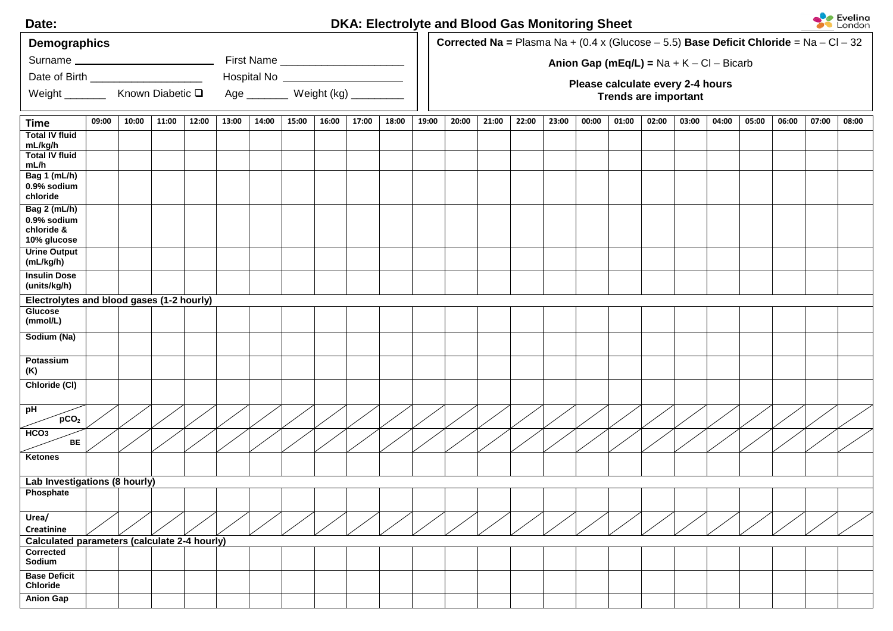**Date:**

# DKA: Electrolyte and Blood Gas Monitoring Sheet

## Demographics

Surname ______________________ First Name ______________________

Date of Birth ____________________ Hospital No ______________________

Weight _______ Known Diabetic ☐ Age _______ Weight (kg) _________

**Corrected Na =** Plasma Na + (0.4 x (Glucose – 5.5) **Base Deficit Chloride** = Na – Cl – 32

**Anion Gap (mEq/L) =** Na + K – Cl – Bicarb

**Please calculate every 2-4 hours**
**Trends are important**

| Time | 09:00 | 10:00 | 11:00 | 12:00 | 13:00 | 14:00 | 15:00 | 16:00 | 17:00 | 18:00 | 19:00 | 20:00 | 21:00 | 22:00 | 23:00 | 00:00 | 01:00 | 02:00 | 03:00 | 04:00 | 05:00 | 06:00 | 07:00 | 08:00 |
|---|---|---|---|---|---|---|---|---|---|---|---|---|---|---|---|---|---|---|---|---|---|---|---|---|
| Total IV fluid mL/kg/h | | | | | | | | | | | | | | | | | | | | | | | | |
| Total IV fluid mL/h | | | | | | | | | | | | | | | | | | | | | | | | |
| Bag 1 (mL/h) 0.9% sodium chloride | | | | | | | | | | | | | | | | | | | | | | | | |
| Bag 2 (mL/h) 0.9% sodium chloride & 10% glucose | | | | | | | | | | | | | | | | | | | | | | | | |
| Urine Output (mL/kg/h) | | | | | | | | | | | | | | | | | | | | | | | | |
| Insulin Dose (units/kg/h) | | | | | | | | | | | | | | | | | | | | | | | | |
| **Electrolytes and blood gases (1-2 hourly)** | | | | | | | | | | | | | | | | | | | | | | | | |
| Glucose (mmol/L) | | | | | | | | | | | | | | | | | | | | | | | | |
| Sodium (Na) | | | | | | | | | | | | | | | | | | | | | | | | |
| Potassium (K) | | | | | | | | | | | | | | | | | | | | | | | | |
| Chloride (Cl) | | | | | | | | | | | | | | | | | | | | | | | | |
| pH / $pCO_2$ | | | | | | | | | | | | | | | | | | | | | | | | |
| $HCO_3$ / BE | | | | | | | | | | | | | | | | | | | | | | | | |
| Ketones | | | | | | | | | | | | | | | | | | | | | | | | |
| **Lab Investigations (8 hourly)** | | | | | | | | | | | | | | | | | | | | | | | | |
| Phosphate | | | | | | | | | | | | | | | | | | | | | | | | |
| Urea/ Creatinine | | | | | | | | | | | | | | | | | | | | | | | | |
| **Calculated parameters (calculate 2-4 hourly)** | | | | | | | | | | | | | | | | | | | | | | | | |
| Corrected Sodium | | | | | | | | | | | | | | | | | | | | | | | | |
| Base Deficit Chloride | | | | | | | | | | | | | | | | | | | | | | | | |
| Anion Gap | | | | | | | | | | | | | | | | | | | | | | | | |